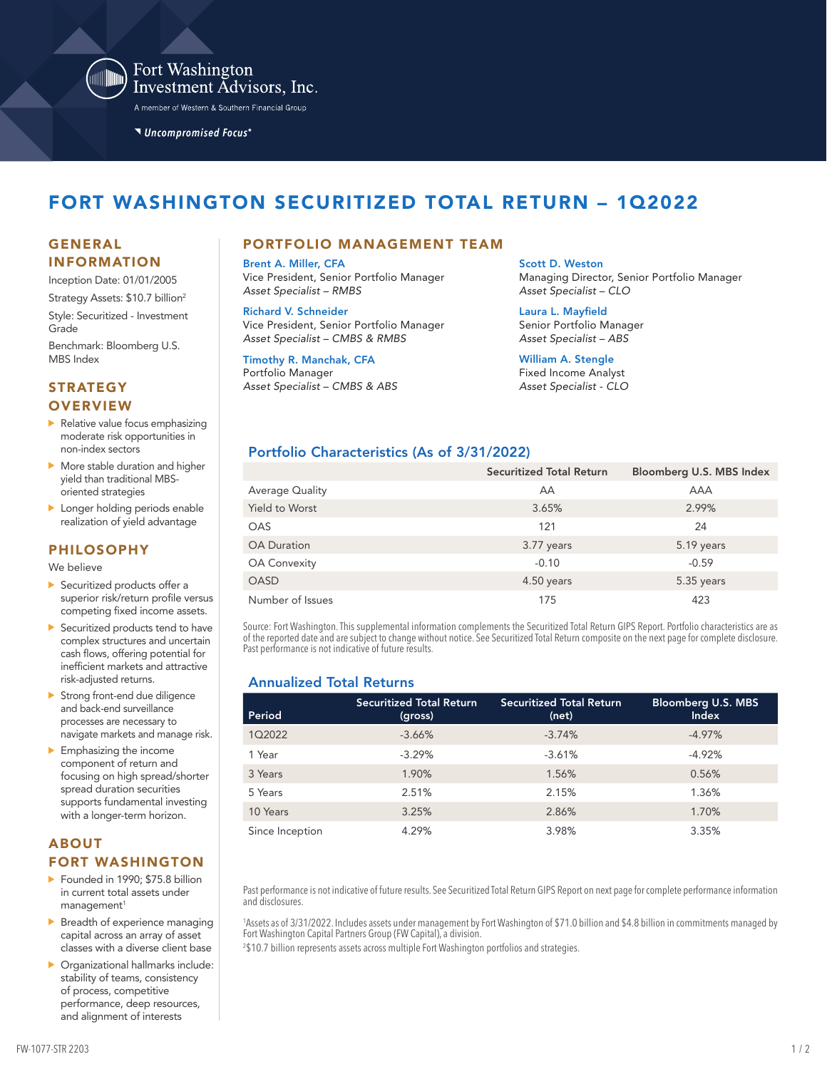Fort Washington Investment Advisors, Inc.

A member of Western & Southern Financial Group

*Uncompromised Focus®*

# FORT WASHINGTON SECURITIZED TOTAL RETURN – 1Q2022

## GENERAL INFORMATION

Inception Date: 01/01/2005

Strategy Assets: $10.7 billion[2]

Style: Securitized - Investment Grade

Benchmark: Bloomberg U.S. MBS Index

## STRATEGY OVERVIEW

- Relative value focus emphasizing moderate risk opportunities in non-index sectors
- More stable duration and higher yield than traditional MBS-oriented strategies
- Longer holding periods enable realization of yield advantage

## PHILOSOPHY

We believe

- Securitized products offer a superior risk/return profile versus competing fixed income assets.
- Securitized products tend to have complex structures and uncertain cash flows, offering potential for inefficient markets and attractive risk-adjusted returns.
- Strong front-end due diligence and back-end surveillance processes are necessary to navigate markets and manage risk.
- Emphasizing the income component of return and focusing on high spread/shorter spread duration securities supports fundamental investing with a longer-term horizon.

## ABOUT FORT WASHINGTON

- Founded in 1990; $75.8 billion in current total assets under management[1]
- Breadth of experience managing capital across an array of asset classes with a diverse client base
- Organizational hallmarks include: stability of teams, consistency of process, competitive performance, deep resources, and alignment of interests

## PORTFOLIO MANAGEMENT TEAM

**Brent A. Miller, CFA**
Vice President, Senior Portfolio Manager
*Asset Specialist – RMBS*

**Richard V. Schneider**
Vice President, Senior Portfolio Manager
*Asset Specialist – CMBS & RMBS*

**Timothy R. Manchak, CFA**
Portfolio Manager
*Asset Specialist – CMBS & ABS*

**Scott D. Weston**
Managing Director, Senior Portfolio Manager
*Asset Specialist – CLO*

**Laura L. Mayfield**
Senior Portfolio Manager
*Asset Specialist – ABS*

**William A. Stengle**
Fixed Income Analyst
*Asset Specialist - CLO*

## Portfolio Characteristics (As of 3/31/2022)

| | Securitized Total Return | Bloomberg U.S. MBS Index |
|---|---|---|
| Average Quality | AA | AAA |
| Yield to Worst | 3.65% | 2.99% |
| OAS | 121 | 24 |
| OA Duration | 3.77 years | 5.19 years |
| OA Convexity | -0.10 | -0.59 |
| OASD | 4.50 years | 5.35 years |
| Number of Issues | 175 | 423 |

Source: Fort Washington. This supplemental information complements the Securitized Total Return GIPS Report. Portfolio characteristics are as of the reported date and are subject to change without notice. See Securitized Total Return composite on the next page for complete disclosure. Past performance is not indicative of future results.

## Annualized Total Returns

| Period | Securitized Total Return (gross) | Securitized Total Return (net) | Bloomberg U.S. MBS Index |
|---|---|---|---|
| 1Q2022 | -3.66% | -3.74% | -4.97% |
| 1 Year | -3.29% | -3.61% | -4.92% |
| 3 Years | 1.90% | 1.56% | 0.56% |
| 5 Years | 2.51% | 2.15% | 1.36% |
| 10 Years | 3.25% | 2.86% | 1.70% |
| Since Inception | 4.29% | 3.98% | 3.35% |

Past performance is not indicative of future results. See Securitized Total Return GIPS Report on next page for complete performance information and disclosures.

[1] Assets as of 3/31/2022. Includes assets under management by Fort Washington of $71.0 billion and $4.8 billion in commitments managed by Fort Washington Capital Partners Group (FW Capital), a division.

[2] $10.7 billion represents assets across multiple Fort Washington portfolios and strategies.

FW-1077-STR 2203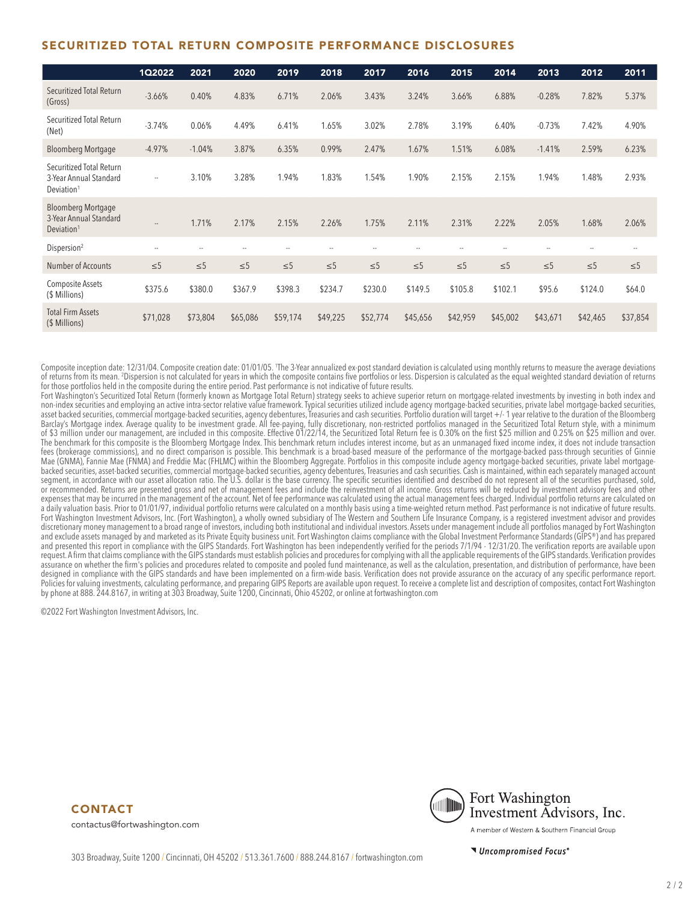## SECURITIZED TOTAL RETURN COMPOSITE PERFORMANCE DISCLOSURES

| | 1Q2022 | 2021 | 2020 | 2019 | 2018 | 2017 | 2016 | 2015 | 2014 | 2013 | 2012 | 2011 |
|---|---|---|---|---|---|---|---|---|---|---|---|---|
| Securitized Total Return (Gross) | -3.66% | 0.40% | 4.83% | 6.71% | 2.06% | 3.43% | 3.24% | 3.66% | 6.88% | -0.28% | 7.82% | 5.37% |
| Securitized Total Return (Net) | -3.74% | 0.06% | 4.49% | 6.41% | 1.65% | 3.02% | 2.78% | 3.19% | 6.40% | -0.73% | 7.42% | 4.90% |
| Bloomberg Mortgage | -4.97% | -1.04% | 3.87% | 6.35% | 0.99% | 2.47% | 1.67% | 1.51% | 6.08% | -1.41% | 2.59% | 6.23% |
| Securitized Total Return 3-Year Annual Standard Deviation[1] | -- | 3.10% | 3.28% | 1.94% | 1.83% | 1.54% | 1.90% | 2.15% | 2.15% | 1.94% | 1.48% | 2.93% |
| Bloomberg Mortgage 3-Year Annual Standard Deviation[1] | -- | 1.71% | 2.17% | 2.15% | 2.26% | 1.75% | 2.11% | 2.31% | 2.22% | 2.05% | 1.68% | 2.06% |
| Dispersion[2] | -- | -- | -- | -- | -- | -- | -- | -- | -- | -- | -- | -- |
| Number of Accounts | ≤5 | ≤5 | ≤5 | ≤5 | ≤5 | ≤5 | ≤5 | ≤5 | ≤5 | ≤5 | ≤5 | ≤5 |
| Composite Assets ($ Millions) | $375.6 | $380.0 | $367.9 | $398.3 | $234.7 | $230.0 | $149.5 | $105.8 | $102.1 | $95.6 | $124.0 | $64.0 |
| Total Firm Assets ($ Millions) | $71,028 | $73,804 | $65,086 | $59,174 | $49,225 | $52,774 | $45,656 | $42,959 | $45,002 | $43,671 | $42,465 | $37,854 |

Composite inception date: 12/31/04. Composite creation date: 01/01/05. [1]The 3-Year annualized ex-post standard deviation is calculated using monthly returns to measure the average deviations of returns from its mean. [2]Dispersion is not calculated for years in which the composite contains five portfolios or less. Dispersion is calculated as the equal weighted standard deviation of returns for those portfolios held in the composite during the entire period. Past performance is not indicative of future results.

Fort Washington's Securitized Total Return (formerly known as Mortgage Total Return) strategy seeks to achieve superior return on mortgage-related investments by investing in both index and non-index securities and employing an active intra-sector relative value framework. Typical securities utilized include agency mortgage-backed securities, private label mortgage-backed securities, asset backed securities, commercial mortgage-backed securities, agency debentures, Treasuries and cash securities. Portfolio duration will target +/- 1 year relative to the duration of the Bloomberg Barclay's Mortgage index. Average quality to be investment grade. All fee-paying, fully discretionary, non-restricted portfolios managed in the Securitized Total Return style, with a minimum of $3 million under our management, are included in this composite. Effective 01/22/14, the Securitized Total Return fee is 0.30% on the first $25 million and 0.25% on $25 million and over. The benchmark for this composite is the Bloomberg Mortgage Index. This benchmark return includes interest income, but as an unmanaged fixed income index, it does not include transaction fees (brokerage commissions), and no direct comparison is possible. This benchmark is a broad-based measure of the performance of the mortgage-backed pass-through securities of Ginnie Mae (GNMA), Fannie Mae (FNMA) and Freddie Mac (FHLMC) within the Bloomberg Aggregate. Portfolios in this composite include agency mortgage-backed securities, private label mortgage-backed securities, asset-backed securities, commercial mortgage-backed securities, agency debentures, Treasuries and cash securities. Cash is maintained, within each separately managed account segment, in accordance with our asset allocation ratio. The U.S. dollar is the base currency. The specific securities identified and described do not represent all of the securities purchased, sold, or recommended. Returns are presented gross and net of management fees and include the reinvestment of all income. Gross returns will be reduced by investment advisory fees and other expenses that may be incurred in the management of the account. Net of fee performance was calculated using the actual management fees charged. Individual portfolio returns are calculated on a daily valuation basis. Prior to 01/01/97, individual portfolio returns were calculated on a monthly basis using a time-weighted return method. Past performance is not indicative of future results. Fort Washington Investment Advisors, Inc. (Fort Washington), a wholly owned subsidiary of The Western and Southern Life Insurance Company, is a registered investment advisor and provides discretionary money management to a broad range of investors, including both institutional and individual investors. Assets under management include all portfolios managed by Fort Washington and exclude assets managed by and marketed as its Private Equity business unit. Fort Washington claims compliance with the Global Investment Performance Standards (GIPS®) and has prepared and presented this report in compliance with the GIPS Standards. Fort Washington has been independently verified for the periods 7/1/94 - 12/31/20. The verification reports are available upon request. A firm that claims compliance with the GIPS standards must establish policies and procedures for complying with all the applicable requirements of the GIPS standards. Verification provides assurance on whether the firm's policies and procedures related to composite and pooled fund maintenance, as well as the calculation, presentation, and distribution of performance, have been designed in compliance with the GIPS standards and have been implemented on a firm-wide basis. Verification does not provide assurance on the accuracy of any specific performance report. Policies for valuing investments, calculating performance, and preparing GIPS Reports are available upon request. To receive a complete list and description of composites, contact Fort Washington by phone at 888. 244.8167, in writing at 303 Broadway, Suite 1200, Cincinnati, Ohio 45202, or online at fortwashington.com

©2022 Fort Washington Investment Advisors, Inc.

**CONTACT**

contactus@fortwashington.com

Fort Washington Investment Advisors, Inc.

A member of Western & Southern Financial Group

*Uncompromised Focus®*

303 Broadway, Suite 1200 / Cincinnati, OH 45202 / 513.361.7600 / 888.244.8167 / fortwashington.com